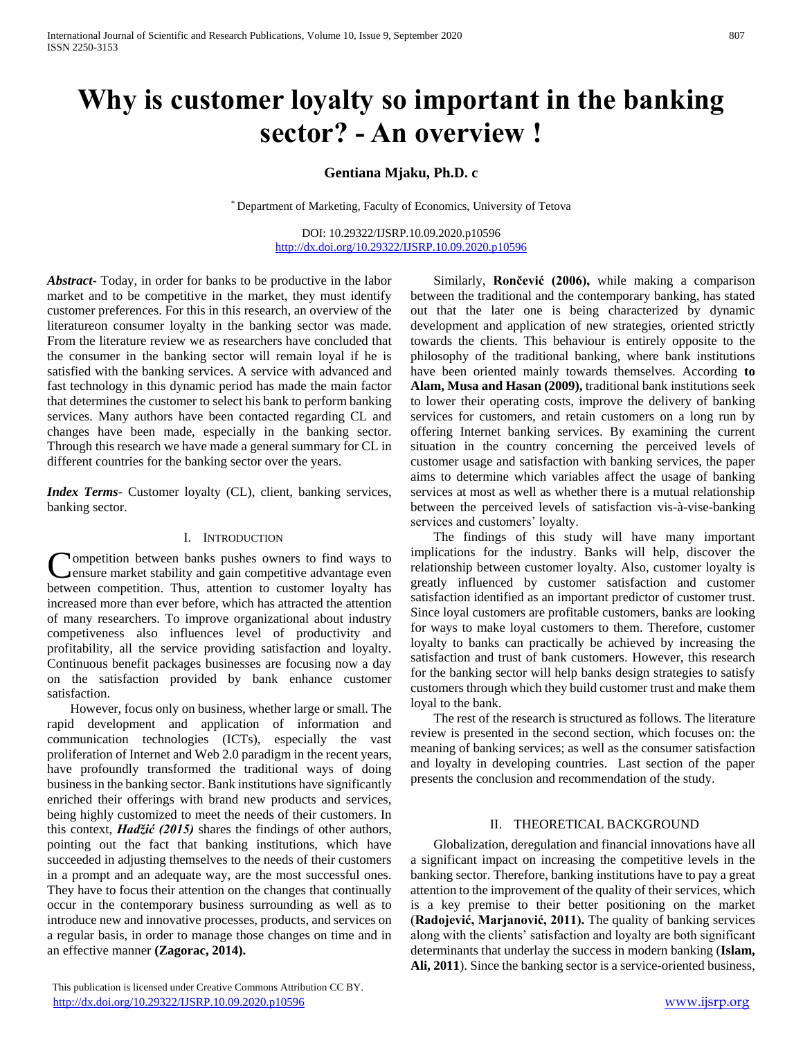# Why is customer loyalty so important in the banking sector? - An overview !

**Gentiana Mjaku, Ph.D. c**

[*] Department of Marketing, Faculty of Economics, University of Tetova

DOI: 10.29322/IJSRP.10.09.2020.p10596
http://dx.doi.org/10.29322/IJSRP.10.09.2020.p10596

***Abstract***- Today, in order for banks to be productive in the labor market and to be competitive in the market, they must identify customer preferences. For this in this research, an overview of the literatureon consumer loyalty in the banking sector was made. From the literature review we as researchers have concluded that the consumer in the banking sector will remain loyal if he is satisfied with the banking services. A service with advanced and fast technology in this dynamic period has made the main factor that determines the customer to select his bank to perform banking services. Many authors have been contacted regarding CL and changes have been made, especially in the banking sector. Through this research we have made a general summary for CL in different countries for the banking sector over the years.

***Index Terms***- Customer loyalty (CL), client, banking services, banking sector.

## I. Introduction

Competition between banks pushes owners to find ways to ensure market stability and gain competitive advantage even between competition. Thus, attention to customer loyalty has increased more than ever before, which has attracted the attention of many researchers. To improve organizational about industry competiveness also influences level of productivity and profitability, all the service providing satisfaction and loyalty. Continuous benefit packages businesses are focusing now a day on the satisfaction provided by bank enhance customer satisfaction.

However, focus only on business, whether large or small. The rapid development and application of information and communication technologies (ICTs), especially the vast proliferation of Internet and Web 2.0 paradigm in the recent years, have profoundly transformed the traditional ways of doing business in the banking sector. Bank institutions have significantly enriched their offerings with brand new products and services, being highly customized to meet the needs of their customers. In this context, ***Hadžić (2015)*** shares the findings of other authors, pointing out the fact that banking institutions, which have succeeded in adjusting themselves to the needs of their customers in a prompt and an adequate way, are the most successful ones. They have to focus their attention on the changes that continually occur in the contemporary business surrounding as well as to introduce new and innovative processes, products, and services on a regular basis, in order to manage those changes on time and in an effective manner **(Zagorac, 2014).**

Similarly, **Rončević (2006),** while making a comparison between the traditional and the contemporary banking, has stated out that the later one is being characterized by dynamic development and application of new strategies, oriented strictly towards the clients. This behaviour is entirely opposite to the philosophy of the traditional banking, where bank institutions have been oriented mainly towards themselves. According **to Alam, Musa and Hasan (2009),** traditional bank institutions seek to lower their operating costs, improve the delivery of banking services for customers, and retain customers on a long run by offering Internet banking services. By examining the current situation in the country concerning the perceived levels of customer usage and satisfaction with banking services, the paper aims to determine which variables affect the usage of banking services at most as well as whether there is a mutual relationship between the perceived levels of satisfaction vis-à-vise-banking services and customers' loyalty.

The findings of this study will have many important implications for the industry. Banks will help, discover the relationship between customer loyalty. Also, customer loyalty is greatly influenced by customer satisfaction and customer satisfaction identified as an important predictor of customer trust. Since loyal customers are profitable customers, banks are looking for ways to make loyal customers to them. Therefore, customer loyalty to banks can practically be achieved by increasing the satisfaction and trust of bank customers. However, this research for the banking sector will help banks design strategies to satisfy customers through which they build customer trust and make them loyal to the bank.

The rest of the research is structured as follows. The literature review is presented in the second section, which focuses on: the meaning of banking services; as well as the consumer satisfaction and loyalty in developing countries. Last section of the paper presents the conclusion and recommendation of the study.

## II. THEORETICAL BACKGROUND

Globalization, deregulation and financial innovations have all a significant impact on increasing the competitive levels in the banking sector. Therefore, banking institutions have to pay a great attention to the improvement of the quality of their services, which is a key premise to their better positioning on the market (**Radojević, Marjanović, 2011).** The quality of banking services along with the clients' satisfaction and loyalty are both significant determinants that underlay the success in modern banking (**Islam, Ali, 2011**). Since the banking sector is a service-oriented business,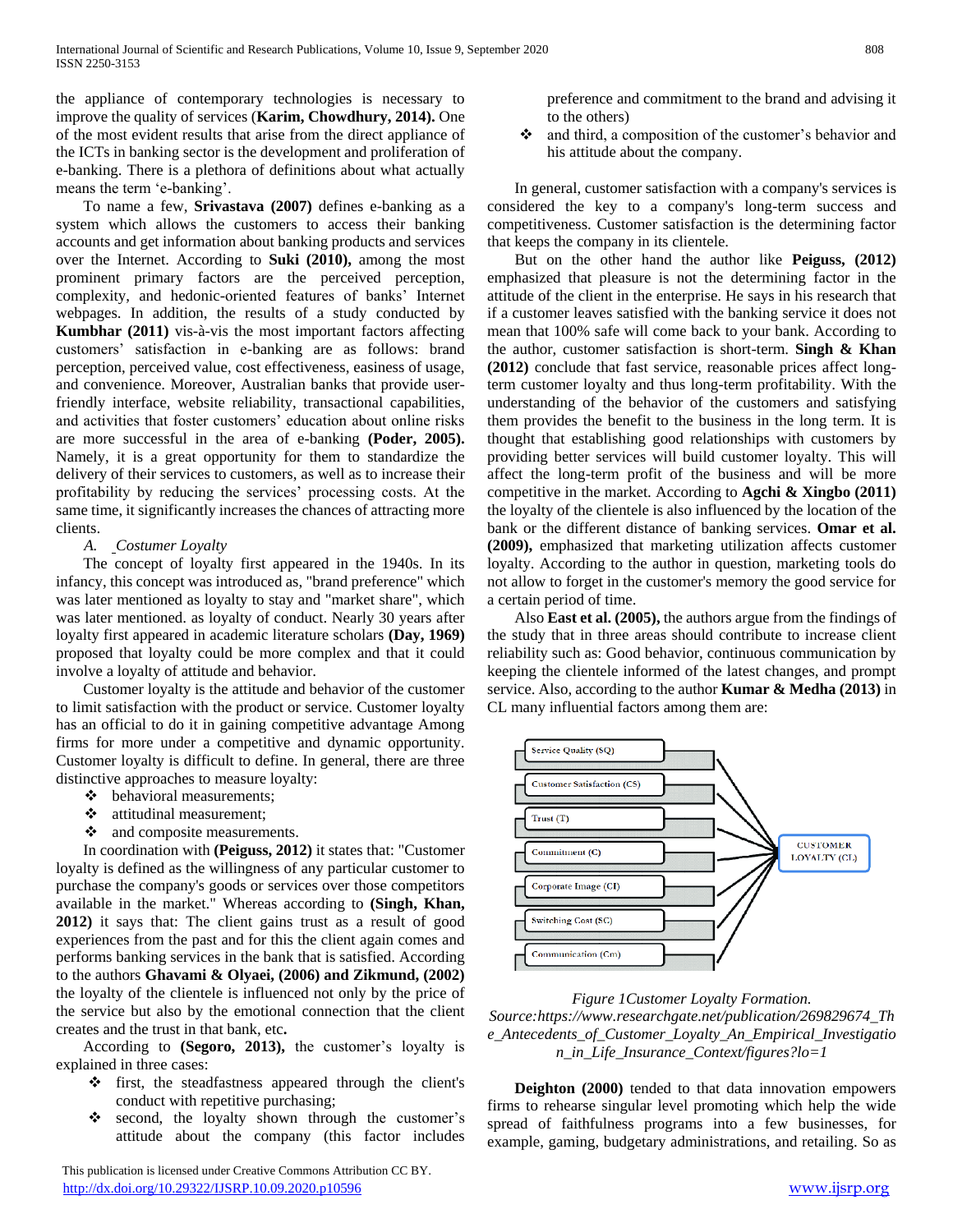the appliance of contemporary technologies is necessary to improve the quality of services (**Karim, Chowdhury, 2014).** One of the most evident results that arise from the direct appliance of the ICTs in banking sector is the development and proliferation of e-banking. There is a plethora of definitions about what actually means the term 'e-banking'.

To name a few, **Srivastava (2007)** defines e-banking as a system which allows the customers to access their banking accounts and get information about banking products and services over the Internet. According to **Suki (2010),** among the most prominent primary factors are the perceived perception, complexity, and hedonic-oriented features of banks' Internet webpages. In addition, the results of a study conducted by **Kumbhar (2011)** vis-à-vis the most important factors affecting customers' satisfaction in e-banking are as follows: brand perception, perceived value, cost effectiveness, easiness of usage, and convenience. Moreover, Australian banks that provide user-friendly interface, website reliability, transactional capabilities, and activities that foster customers' education about online risks are more successful in the area of e-banking **(Poder, 2005).** Namely, it is a great opportunity for them to standardize the delivery of their services to customers, as well as to increase their profitability by reducing the services' processing costs. At the same time, it significantly increases the chances of attracting more clients.

### A. Costumer Loyalty

The concept of loyalty first appeared in the 1940s. In its infancy, this concept was introduced as, "brand preference" which was later mentioned as loyalty to stay and "market share", which was later mentioned. as loyalty of conduct. Nearly 30 years after loyalty first appeared in academic literature scholars **(Day, 1969)** proposed that loyalty could be more complex and that it could involve a loyalty of attitude and behavior.

Customer loyalty is the attitude and behavior of the customer to limit satisfaction with the product or service. Customer loyalty has an official to do it in gaining competitive advantage Among firms for more under a competitive and dynamic opportunity. Customer loyalty is difficult to define. In general, there are three distinctive approaches to measure loyalty:

- behavioral measurements;
- attitudinal measurement;
- and composite measurements.

In coordination with **(Peiguss, 2012)** it states that: "Customer loyalty is defined as the willingness of any particular customer to purchase the company's goods or services over those competitors available in the market." Whereas according to **(Singh, Khan, 2012)** it says that: The client gains trust as a result of good experiences from the past and for this the client again comes and performs banking services in the bank that is satisfied. According to the authors **Ghavami & Olyaei, (2006) and Zikmund, (2002)** the loyalty of the clientele is influenced not only by the price of the service but also by the emotional connection that the client creates and the trust in that bank, etc**.**

According to **(Segoro, 2013),** the customer's loyalty is explained in three cases:

- first, the steadfastness appeared through the client's conduct with repetitive purchasing;
- second, the loyalty shown through the customer's attitude about the company (this factor includes preference and commitment to the brand and advising it to the others)
- and third, a composition of the customer's behavior and his attitude about the company.

In general, customer satisfaction with a company's services is considered the key to a company's long-term success and competitiveness. Customer satisfaction is the determining factor that keeps the company in its clientele.

But on the other hand the author like **Peiguss, (2012)** emphasized that pleasure is not the determining factor in the attitude of the client in the enterprise. He says in his research that if a customer leaves satisfied with the banking service it does not mean that 100% safe will come back to your bank. According to the author, customer satisfaction is short-term. **Singh & Khan (2012)** conclude that fast service, reasonable prices affect long-term customer loyalty and thus long-term profitability. With the understanding of the behavior of the customers and satisfying them provides the benefit to the business in the long term. It is thought that establishing good relationships with customers by providing better services will build customer loyalty. This will affect the long-term profit of the business and will be more competitive in the market. According to **Agchi & Xingbo (2011)** the loyalty of the clientele is also influenced by the location of the bank or the different distance of banking services. **Omar et al. (2009),** emphasized that marketing utilization affects customer loyalty. According to the author in question, marketing tools do not allow to forget in the customer's memory the good service for a certain period of time.

Also **East et al. (2005),** the authors argue from the findings of the study that in three areas should contribute to increase client reliability such as: Good behavior, continuous communication by keeping the clientele informed of the latest changes, and prompt service. Also, according to the author **Kumar & Medha (2013)** in CL many influential factors among them are:

Service Quality (SQ) → CUSTOMER LOYALTY (CL)
Customer Satisfaction (CS) → CUSTOMER LOYALTY (CL)
Trust (T) → CUSTOMER LOYALTY (CL)
Commitment (C) → CUSTOMER LOYALTY (CL)
Corporate Image (CI) → CUSTOMER LOYALTY (CL)
Switching Cost (SC) → CUSTOMER LOYALTY (CL)
Communication (Cm) → CUSTOMER LOYALTY (CL)

*Figure 1Customer Loyalty Formation. Source:https://www.researchgate.net/publication/269829674_The_Antecedents_of_Customer_Loyalty_An_Empirical_Investigation_in_Life_Insurance_Context/figures?lo=1*

**Deighton (2000)** tended to that data innovation empowers firms to rehearse singular level promoting which help the wide spread of faithfulness programs into a few businesses, for example, gaming, budgetary administrations, and retailing. So as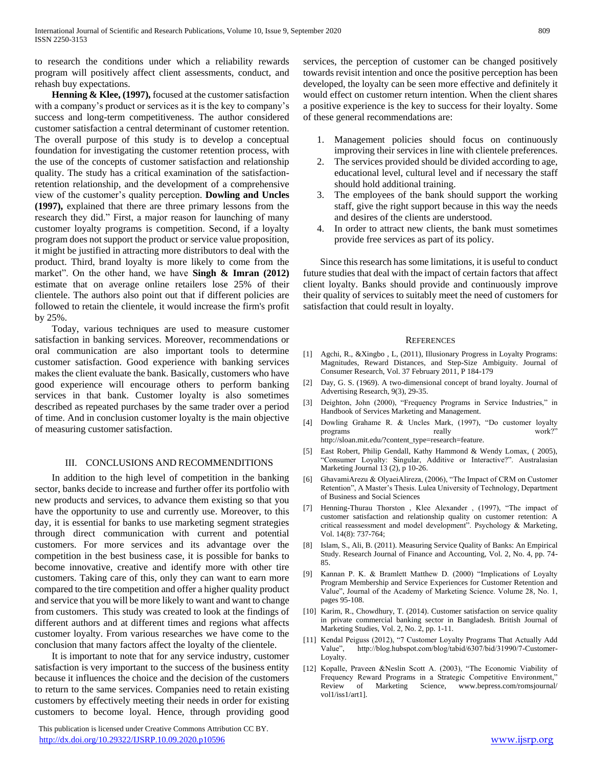to research the conditions under which a reliability rewards program will positively affect client assessments, conduct, and rehash buy expectations.

**Henning & Klee, (1997),** focused at the customer satisfaction with a company's product or services as it is the key to company's success and long-term competitiveness. The author considered customer satisfaction a central determinant of customer retention. The overall purpose of this study is to develop a conceptual foundation for investigating the customer retention process, with the use of the concepts of customer satisfaction and relationship quality. The study has a critical examination of the satisfaction-retention relationship, and the development of a comprehensive view of the customer's quality perception. **Dowling and Uncles (1997),** explained that there are three primary lessons from the research they did." First, a major reason for launching of many customer loyalty programs is competition. Second, if a loyalty program does not support the product or service value proposition, it might be justified in attracting more distributors to deal with the product. Third, brand loyalty is more likely to come from the market". On the other hand, we have **Singh & Imran (2012)** estimate that on average online retailers lose 25% of their clientele. The authors also point out that if different policies are followed to retain the clientele, it would increase the firm's profit by 25%.

Today, various techniques are used to measure customer satisfaction in banking services. Moreover, recommendations or oral communication are also important tools to determine customer satisfaction. Good experience with banking services makes the client evaluate the bank. Basically, customers who have good experience will encourage others to perform banking services in that bank. Customer loyalty is also sometimes described as repeated purchases by the same trader over a period of time. And in conclusion customer loyalty is the main objective of measuring customer satisfaction.

## III. CONCLUSIONS AND RECOMMENDITIONS

In addition to the high level of competition in the banking sector, banks decide to increase and further offer its portfolio with new products and services, to advance them existing so that you have the opportunity to use and currently use. Moreover, to this day, it is essential for banks to use marketing segment strategies through direct communication with current and potential customers. For more services and its advantage over the competition in the best business case, it is possible for banks to become innovative, creative and identify more with other tire customers. Taking care of this, only they can want to earn more compared to the tire competition and offer a higher quality product and service that you will be more likely to want and want to change from customers. This study was created to look at the findings of different authors and at different times and regions what affects customer loyalty. From various researches we have come to the conclusion that many factors affect the loyalty of the clientele.

It is important to note that for any service industry, customer satisfaction is very important to the success of the business entity because it influences the choice and the decision of the customers to return to the same services. Companies need to retain existing customers by effectively meeting their needs in order for existing customers to become loyal. Hence, through providing good services, the perception of customer can be changed positively towards revisit intention and once the positive perception has been developed, the loyalty can be seen more effective and definitely it would effect on customer return intention. When the client shares a positive experience is the key to success for their loyalty. Some of these general recommendations are:

1. Management policies should focus on continuously improving their services in line with clientele preferences.
2. The services provided should be divided according to age, educational level, cultural level and if necessary the staff should hold additional training.
3. The employees of the bank should support the working staff, give the right support because in this way the needs and desires of the clients are understood.
4. In order to attract new clients, the bank must sometimes provide free services as part of its policy.

Since this research has some limitations, it is useful to conduct future studies that deal with the impact of certain factors that affect client loyalty. Banks should provide and continuously improve their quality of services to suitably meet the need of customers for satisfaction that could result in loyalty.

## REFERENCES

[1] Agchi, R., &Xingbo , L, (2011), Illusionary Progress in Loyalty Programs: Magnitudes, Reward Distances, and Step-Size Ambiguity. Journal of Consumer Research, Vol. 37 February 2011, P 184-179

[2] Day, G. S. (1969). A two-dimensional concept of brand loyalty. Journal of Advertising Research, 9(3), 29-35.

[3] Deighton, John (2000), "Frequency Programs in Service Industries," in Handbook of Services Marketing and Management.

[4] Dowling Grahame R. & Uncles Mark, (1997), "Do customer loyalty programs really work?" http://sloan.mit.edu/?content_type=research=feature.

[5] East Robert, Philip Gendall, Kathy Hammond & Wendy Lomax, ( 2005), "Consumer Loyalty: Singular, Additive or Interactive?". Australasian Marketing Journal 13 (2), p 10-26.

[6] GhavamiArezu & OlyaeiAlireza, (2006), "The Impact of CRM on Customer Retention", A Master's Thesis. Lulea University of Technology, Department of Business and Social Sciences

[7] Henning-Thurau Thorston , Klee Alexander , (1997), "The impact of customer satisfaction and relationship quality on customer retention: A critical reassessment and model development". Psychology & Marketing, Vol. 14(8): 737-764;

[8] Islam, S., Ali, B. (2011). Measuring Service Quality of Banks: An Empirical Study. Research Journal of Finance and Accounting, Vol. 2, No. 4, pp. 74-85.

[9] Kannan P. K. & Bramlett Matthew D. (2000) "Implications of Loyalty Program Membership and Service Experiences for Customer Retention and Value", Journal of the Academy of Marketing Science. Volume 28, No. 1, pages 95-108.

[10] Karim, R., Chowdhury, T. (2014). Customer satisfaction on service quality in private commercial banking sector in Bangladesh. British Journal of Marketing Studies, Vol. 2, No. 2, pp. 1-11.

[11] Kendal Peiguss (2012), "7 Customer Loyalty Programs That Actually Add Value", http://blog.hubspot.com/blog/tabid/6307/bid/31990/7-Customer-Loyalty.

[12] Kopalle, Praveen &Neslin Scott A. (2003), "The Economic Viability of Frequency Reward Programs in a Strategic Competitive Environment," Review of Marketing Science, www.bepress.com/romsjournal/vol1/iss1/art1].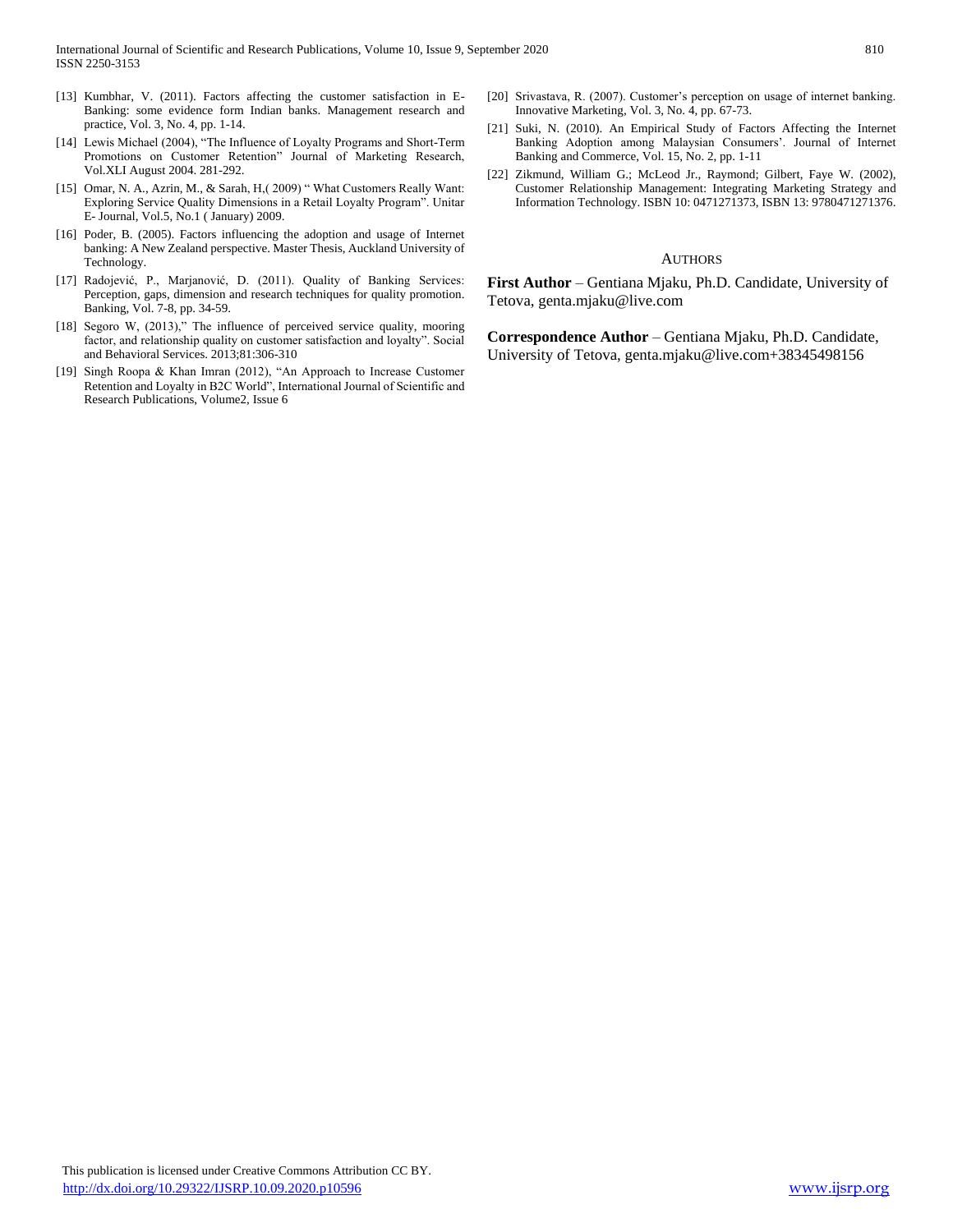[13] Kumbhar, V. (2011). Factors affecting the customer satisfaction in E-Banking: some evidence form Indian banks. Management research and practice, Vol. 3, No. 4, pp. 1-14.

[14] Lewis Michael (2004), "The Influence of Loyalty Programs and Short-Term Promotions on Customer Retention" Journal of Marketing Research, Vol.XLI August 2004. 281-292.

[15] Omar, N. A., Azrin, M., & Sarah, H,( 2009) " What Customers Really Want: Exploring Service Quality Dimensions in a Retail Loyalty Program". Unitar E- Journal, Vol.5, No.1 ( January) 2009.

[16] Poder, B. (2005). Factors influencing the adoption and usage of Internet banking: A New Zealand perspective. Master Thesis, Auckland University of Technology.

[17] Radojević, P., Marjanović, D. (2011). Quality of Banking Services: Perception, gaps, dimension and research techniques for quality promotion. Banking, Vol. 7-8, pp. 34-59.

[18] Segoro W, (2013)," The influence of perceived service quality, mooring factor, and relationship quality on customer satisfaction and loyalty". Social and Behavioral Services. 2013;81:306-310

[19] Singh Roopa & Khan Imran (2012), "An Approach to Increase Customer Retention and Loyalty in B2C World", International Journal of Scientific and Research Publications, Volume2, Issue 6

[20] Srivastava, R. (2007). Customer's perception on usage of internet banking. Innovative Marketing, Vol. 3, No. 4, pp. 67-73.

[21] Suki, N. (2010). An Empirical Study of Factors Affecting the Internet Banking Adoption among Malaysian Consumers'. Journal of Internet Banking and Commerce, Vol. 15, No. 2, pp. 1-11

[22] Zikmund, William G.; McLeod Jr., Raymond; Gilbert, Faye W. (2002), Customer Relationship Management: Integrating Marketing Strategy and Information Technology. ISBN 10: 0471271373, ISBN 13: 9780471271376.

## AUTHORS

**First Author** – Gentiana Mjaku, Ph.D. Candidate, University of Tetova, genta.mjaku@live.com

**Correspondence Author** – Gentiana Mjaku, Ph.D. Candidate, University of Tetova, genta.mjaku@live.com+38345498156

This publication is licensed under Creative Commons Attribution CC BY.
http://dx.doi.org/10.29322/IJSRP.10.09.2020.p10596